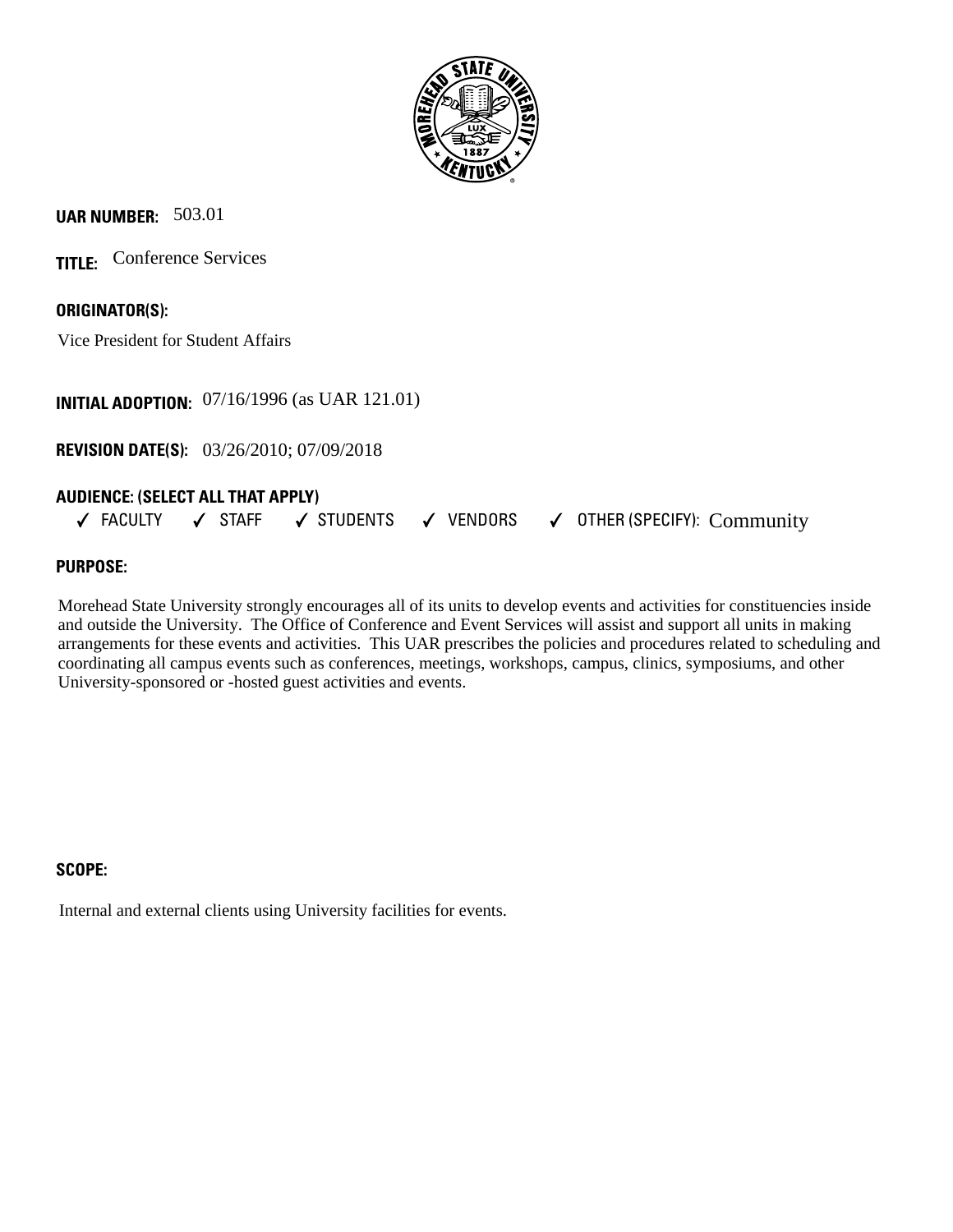**UAR NUMBER:** 503.01

**TITLE:** Conference Services

**ORIGINATOR(S):**

Vice President for Student Affairs

**INITIAL ADOPTION:** 07/16/1996 (as UAR 121.01)

**REVISION DATE(S):** 03/26/2010; 07/09/2018

**AUDIENCE: (SELECT ALL THAT APPLY)**

✓ FACULTY ✓ STAFF ✓ STUDENTS ✓ VENDORS ✓ OTHER (SPECIFY): Community

**PURPOSE:**

Morehead State University strongly encourages all of its units to develop events and activities for constituencies inside and outside the University. The Office of Conference and Event Services will assist and support all units in making arrangements for these events and activities. This UAR prescribes the policies and procedures related to scheduling and coordinating all campus events such as conferences, meetings, workshops, campus, clinics, symposiums, and other University-sponsored or -hosted guest activities and events.

**SCOPE:**

Internal and external clients using University facilities for events.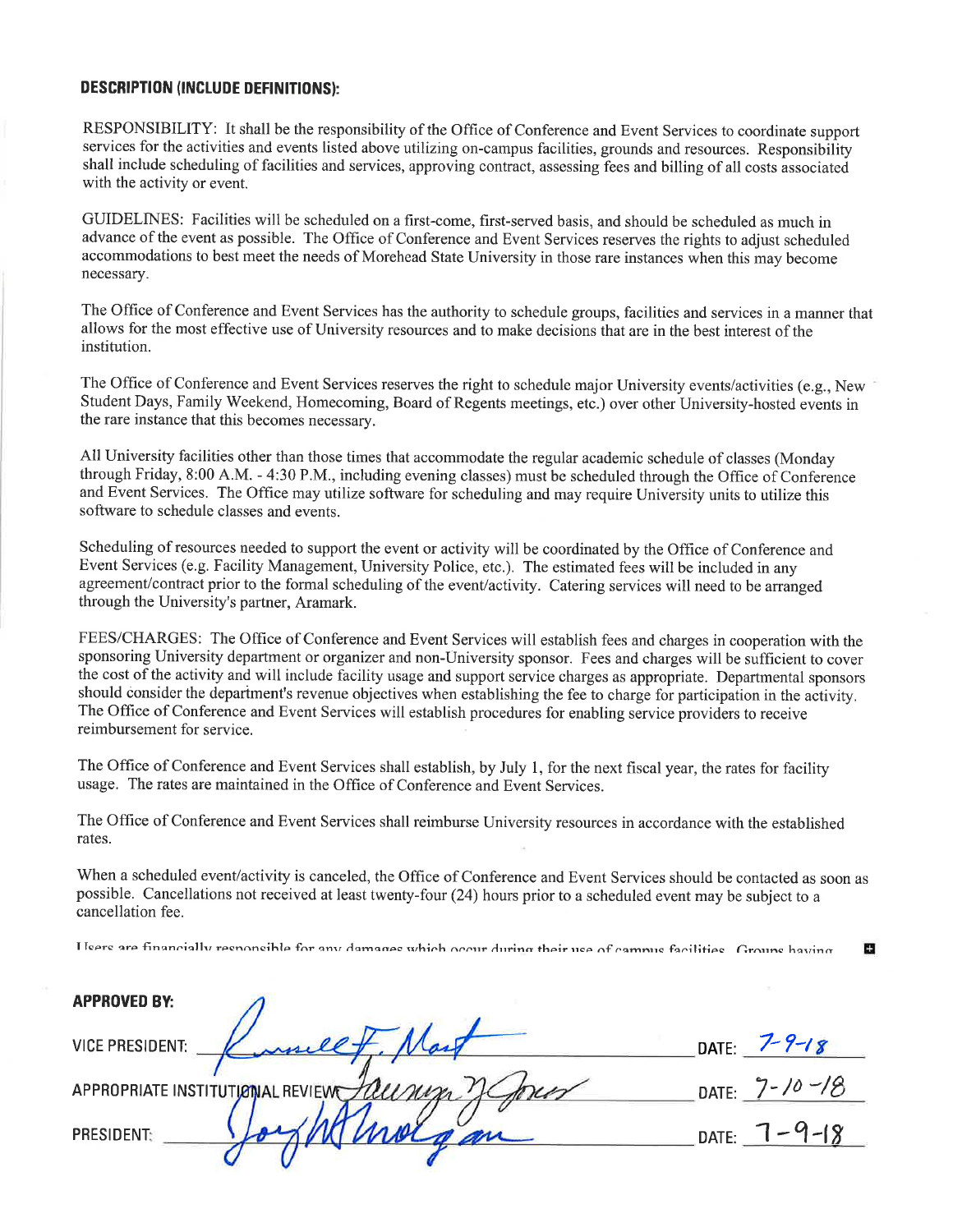**DESCRIPTION (INCLUDE DEFINITIONS):**

RESPONSIBILITY: It shall be the responsibility of the Office of Conference and Event Services to coordinate support services for the activities and events listed above utilizing on-campus facilities, grounds and resources. Responsibility shall include scheduling of facilities and services, approving contract, assessing fees and billing of all costs associated with the activity or event.

GUIDELINES: Facilities will be scheduled on a first-come, first-served basis, and should be scheduled as much in advance of the event as possible. The Office of Conference and Event Services reserves the rights to adjust scheduled accommodations to best meet the needs of Morehead State University in those rare instances when this may become necessary.

The Office of Conference and Event Services has the authority to schedule groups, facilities and services in a manner that allows for the most effective use of University resources and to make decisions that are in the best interest of the institution.

The Office of Conference and Event Services reserves the right to schedule major University events/activities (e.g., New Student Days, Family Weekend, Homecoming, Board of Regents meetings, etc.) over other University-hosted events in the rare instance that this becomes necessary.

All University facilities other than those times that accommodate the regular academic schedule of classes (Monday through Friday, 8:00 A.M. - 4:30 P.M., including evening classes) must be scheduled through the Office of Conference and Event Services. The Office may utilize software for scheduling and may require University units to utilize this software to schedule classes and events.

Scheduling of resources needed to support the event or activity will be coordinated by the Office of Conference and Event Services (e.g. Facility Management, University Police, etc.). The estimated fees will be included in any agreement/contract prior to the formal scheduling of the event/activity. Catering services will need to be arranged through the University's partner, Aramark.

FEES/CHARGES: The Office of Conference and Event Services will establish fees and charges in cooperation with the sponsoring University department or organizer and non-University sponsor. Fees and charges will be sufficient to cover the cost of the activity and will include facility usage and support service charges as appropriate. Departmental sponsors should consider the department's revenue objectives when establishing the fee to charge for participation in the activity. The Office of Conference and Event Services will establish procedures for enabling service providers to receive reimbursement for service.

The Office of Conference and Event Services shall establish, by July 1, for the next fiscal year, the rates for facility usage. The rates are maintained in the Office of Conference and Event Services.

The Office of Conference and Event Services shall reimburse University resources in accordance with the established rates.

When a scheduled event/activity is canceled, the Office of Conference and Event Services should be contacted as soon as possible. Cancellations not received at least twenty-four (24) hours prior to a scheduled event may be subject to a cancellation fee.

Users are financially responsible for any damages which occur during their use of campus facilities. Groups having

**APPROVED BY:**

VICE PRESIDENT: Russell F. Mast DATE: 7-9-18

APPROPRIATE INSTITUTIONAL REVIEW: Lauren N. Jones DATE: 7-10-18

PRESIDENT: Jay Morgan DATE: 7-9-18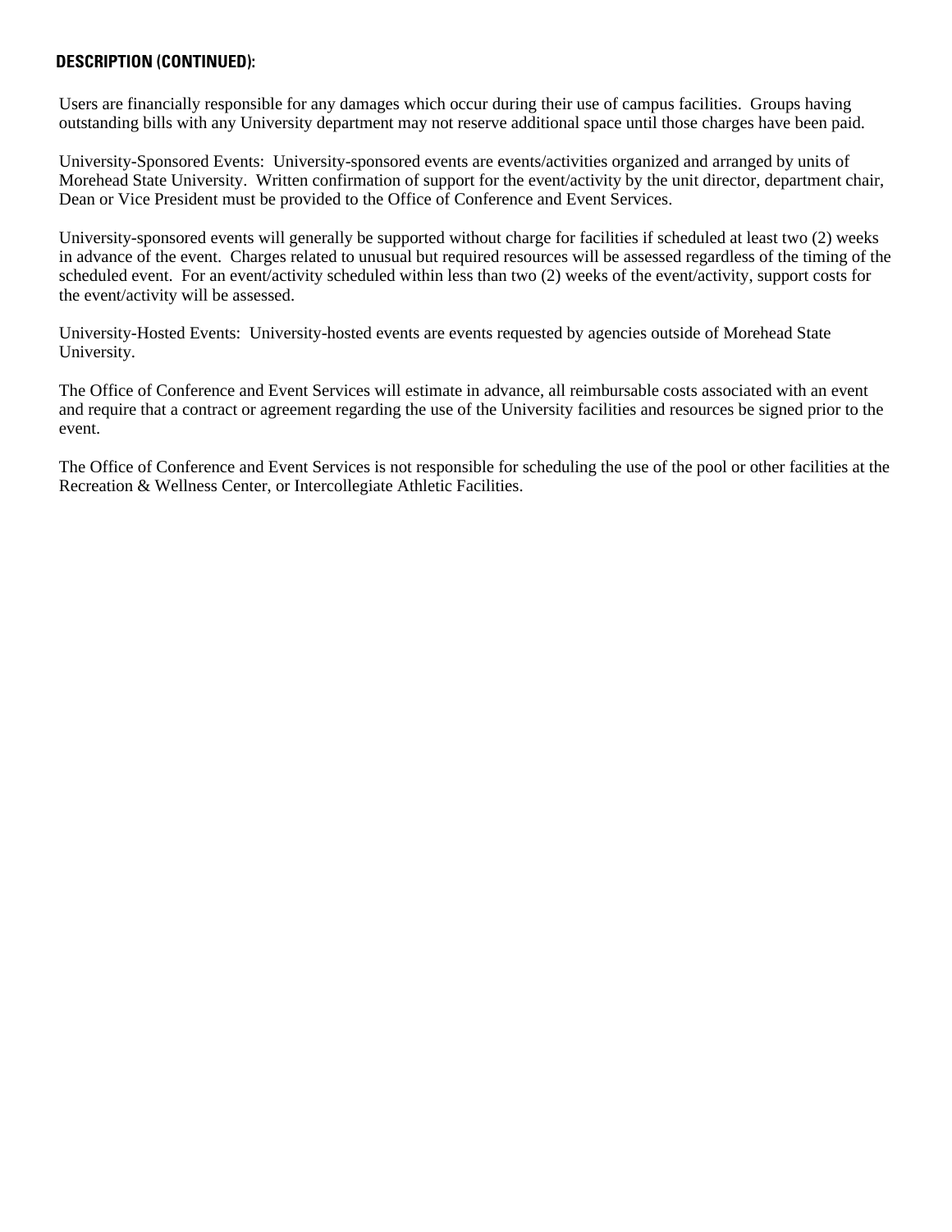**DESCRIPTION (CONTINUED):**

Users are financially responsible for any damages which occur during their use of campus facilities. Groups having outstanding bills with any University department may not reserve additional space until those charges have been paid.

University-Sponsored Events: University-sponsored events are events/activities organized and arranged by units of Morehead State University. Written confirmation of support for the event/activity by the unit director, department chair, Dean or Vice President must be provided to the Office of Conference and Event Services.

University-sponsored events will generally be supported without charge for facilities if scheduled at least two (2) weeks in advance of the event. Charges related to unusual but required resources will be assessed regardless of the timing of the scheduled event. For an event/activity scheduled within less than two (2) weeks of the event/activity, support costs for the event/activity will be assessed.

University-Hosted Events: University-hosted events are events requested by agencies outside of Morehead State University.

The Office of Conference and Event Services will estimate in advance, all reimbursable costs associated with an event and require that a contract or agreement regarding the use of the University facilities and resources be signed prior to the event.

The Office of Conference and Event Services is not responsible for scheduling the use of the pool or other facilities at the Recreation & Wellness Center, or Intercollegiate Athletic Facilities.